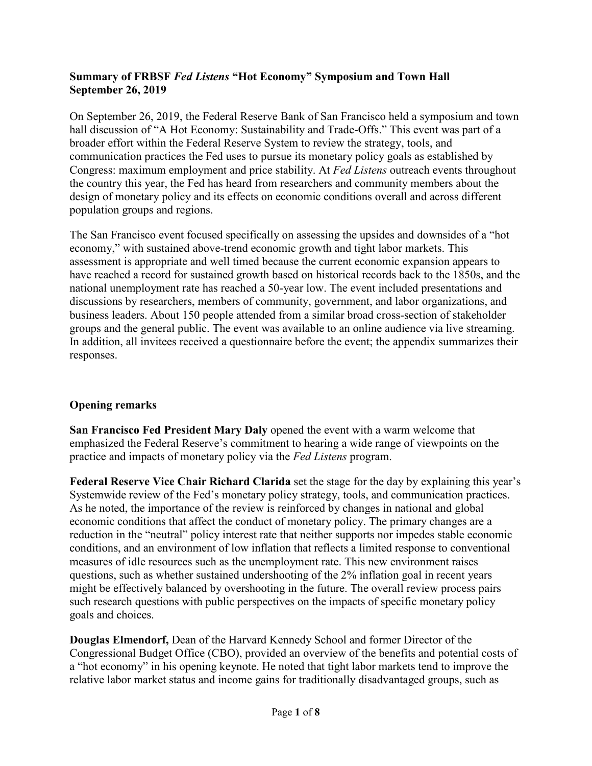**Summary of FRBSF *Fed Listens* "Hot Economy" Symposium and Town Hall**
**September 26, 2019**

On September 26, 2019, the Federal Reserve Bank of San Francisco held a symposium and town hall discussion of "A Hot Economy: Sustainability and Trade-Offs." This event was part of a broader effort within the Federal Reserve System to review the strategy, tools, and communication practices the Fed uses to pursue its monetary policy goals as established by Congress: maximum employment and price stability. At *Fed Listens* outreach events throughout the country this year, the Fed has heard from researchers and community members about the design of monetary policy and its effects on economic conditions overall and across different population groups and regions.

The San Francisco event focused specifically on assessing the upsides and downsides of a "hot economy," with sustained above-trend economic growth and tight labor markets. This assessment is appropriate and well timed because the current economic expansion appears to have reached a record for sustained growth based on historical records back to the 1850s, and the national unemployment rate has reached a 50-year low. The event included presentations and discussions by researchers, members of community, government, and labor organizations, and business leaders. About 150 people attended from a similar broad cross-section of stakeholder groups and the general public. The event was available to an online audience via live streaming. In addition, all invitees received a questionnaire before the event; the appendix summarizes their responses.

## Opening remarks

**San Francisco Fed President Mary Daly** opened the event with a warm welcome that emphasized the Federal Reserve's commitment to hearing a wide range of viewpoints on the practice and impacts of monetary policy via the *Fed Listens* program.

**Federal Reserve Vice Chair Richard Clarida** set the stage for the day by explaining this year's Systemwide review of the Fed's monetary policy strategy, tools, and communication practices. As he noted, the importance of the review is reinforced by changes in national and global economic conditions that affect the conduct of monetary policy. The primary changes are a reduction in the "neutral" policy interest rate that neither supports nor impedes stable economic conditions, and an environment of low inflation that reflects a limited response to conventional measures of idle resources such as the unemployment rate. This new environment raises questions, such as whether sustained undershooting of the 2% inflation goal in recent years might be effectively balanced by overshooting in the future. The overall review process pairs such research questions with public perspectives on the impacts of specific monetary policy goals and choices.

**Douglas Elmendorf,** Dean of the Harvard Kennedy School and former Director of the Congressional Budget Office (CBO), provided an overview of the benefits and potential costs of a "hot economy" in his opening keynote. He noted that tight labor markets tend to improve the relative labor market status and income gains for traditionally disadvantaged groups, such as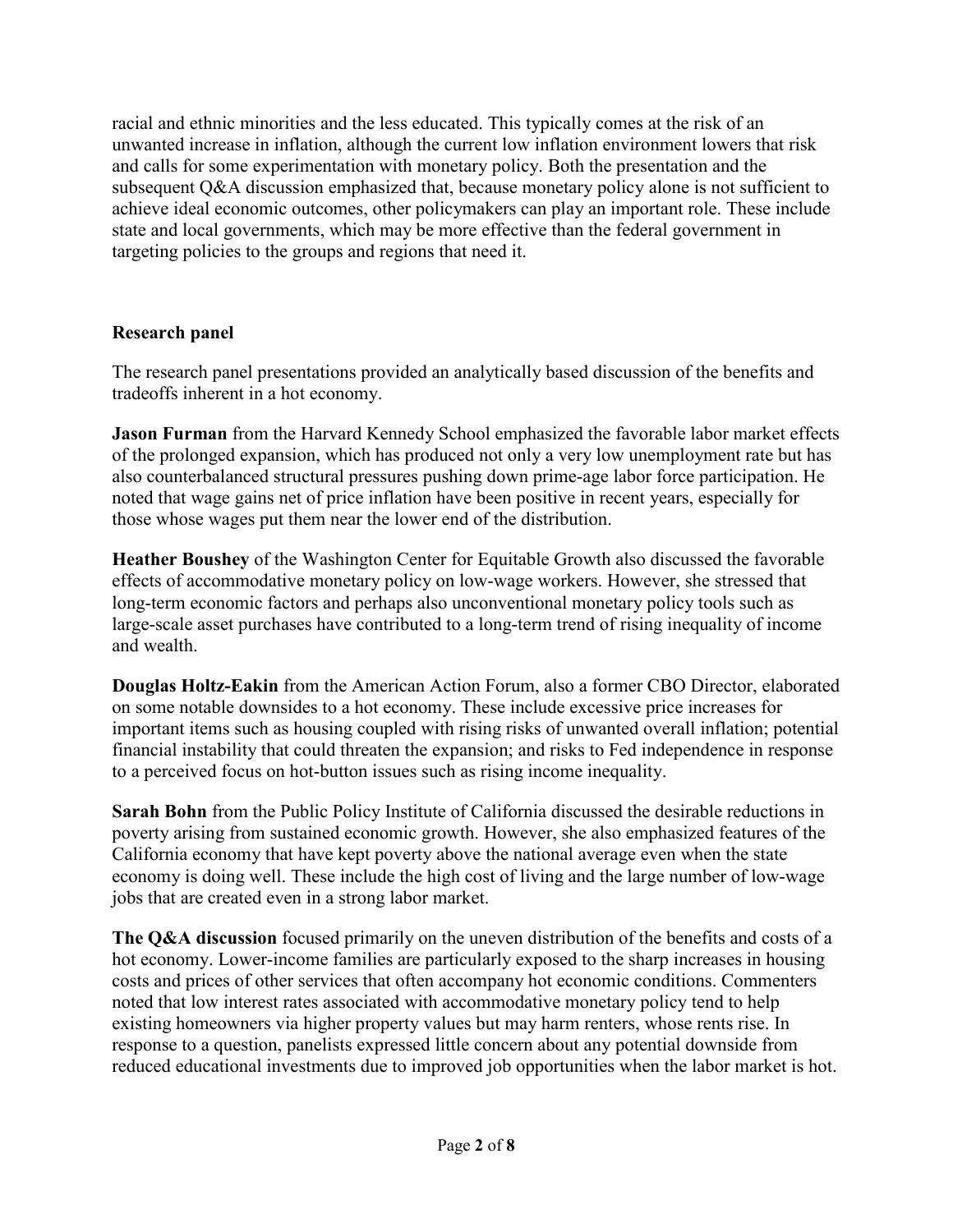racial and ethnic minorities and the less educated. This typically comes at the risk of an unwanted increase in inflation, although the current low inflation environment lowers that risk and calls for some experimentation with monetary policy. Both the presentation and the subsequent Q&A discussion emphasized that, because monetary policy alone is not sufficient to achieve ideal economic outcomes, other policymakers can play an important role. These include state and local governments, which may be more effective than the federal government in targeting policies to the groups and regions that need it.

## Research panel

The research panel presentations provided an analytically based discussion of the benefits and tradeoffs inherent in a hot economy.

**Jason Furman** from the Harvard Kennedy School emphasized the favorable labor market effects of the prolonged expansion, which has produced not only a very low unemployment rate but has also counterbalanced structural pressures pushing down prime-age labor force participation. He noted that wage gains net of price inflation have been positive in recent years, especially for those whose wages put them near the lower end of the distribution.

**Heather Boushey** of the Washington Center for Equitable Growth also discussed the favorable effects of accommodative monetary policy on low-wage workers. However, she stressed that long-term economic factors and perhaps also unconventional monetary policy tools such as large-scale asset purchases have contributed to a long-term trend of rising inequality of income and wealth.

**Douglas Holtz-Eakin** from the American Action Forum, also a former CBO Director, elaborated on some notable downsides to a hot economy. These include excessive price increases for important items such as housing coupled with rising risks of unwanted overall inflation; potential financial instability that could threaten the expansion; and risks to Fed independence in response to a perceived focus on hot-button issues such as rising income inequality.

**Sarah Bohn** from the Public Policy Institute of California discussed the desirable reductions in poverty arising from sustained economic growth. However, she also emphasized features of the California economy that have kept poverty above the national average even when the state economy is doing well. These include the high cost of living and the large number of low-wage jobs that are created even in a strong labor market.

**The Q&A discussion** focused primarily on the uneven distribution of the benefits and costs of a hot economy. Lower-income families are particularly exposed to the sharp increases in housing costs and prices of other services that often accompany hot economic conditions. Commenters noted that low interest rates associated with accommodative monetary policy tend to help existing homeowners via higher property values but may harm renters, whose rents rise. In response to a question, panelists expressed little concern about any potential downside from reduced educational investments due to improved job opportunities when the labor market is hot.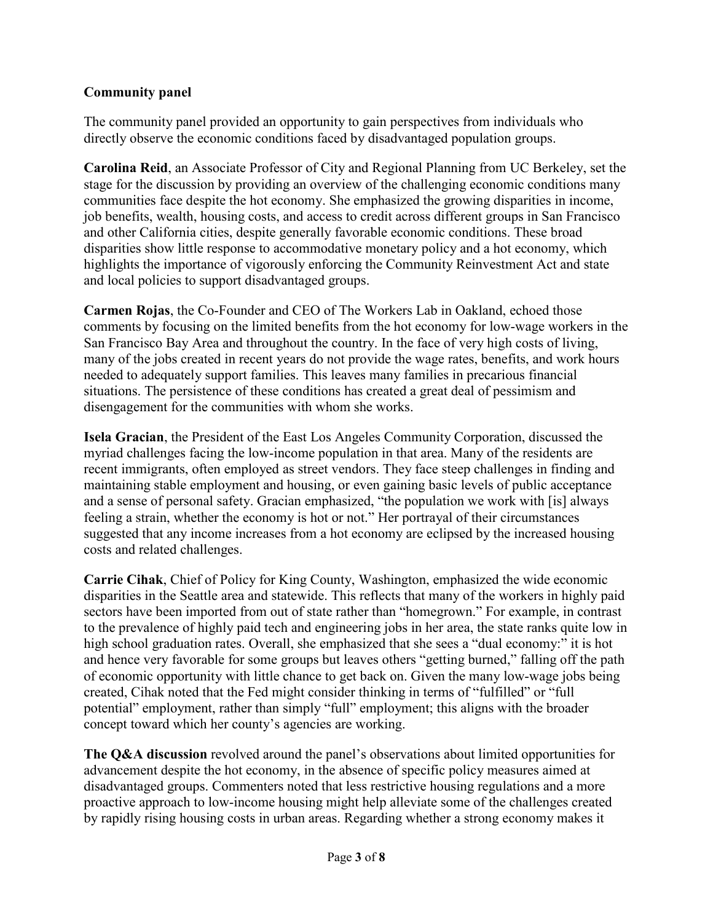**Community panel**

The community panel provided an opportunity to gain perspectives from individuals who directly observe the economic conditions faced by disadvantaged population groups.

**Carolina Reid**, an Associate Professor of City and Regional Planning from UC Berkeley, set the stage for the discussion by providing an overview of the challenging economic conditions many communities face despite the hot economy. She emphasized the growing disparities in income, job benefits, wealth, housing costs, and access to credit across different groups in San Francisco and other California cities, despite generally favorable economic conditions. These broad disparities show little response to accommodative monetary policy and a hot economy, which highlights the importance of vigorously enforcing the Community Reinvestment Act and state and local policies to support disadvantaged groups.

**Carmen Rojas**, the Co-Founder and CEO of The Workers Lab in Oakland, echoed those comments by focusing on the limited benefits from the hot economy for low-wage workers in the San Francisco Bay Area and throughout the country. In the face of very high costs of living, many of the jobs created in recent years do not provide the wage rates, benefits, and work hours needed to adequately support families. This leaves many families in precarious financial situations. The persistence of these conditions has created a great deal of pessimism and disengagement for the communities with whom she works.

**Isela Gracian**, the President of the East Los Angeles Community Corporation, discussed the myriad challenges facing the low-income population in that area. Many of the residents are recent immigrants, often employed as street vendors. They face steep challenges in finding and maintaining stable employment and housing, or even gaining basic levels of public acceptance and a sense of personal safety. Gracian emphasized, "the population we work with [is] always feeling a strain, whether the economy is hot or not." Her portrayal of their circumstances suggested that any income increases from a hot economy are eclipsed by the increased housing costs and related challenges.

**Carrie Cihak**, Chief of Policy for King County, Washington, emphasized the wide economic disparities in the Seattle area and statewide. This reflects that many of the workers in highly paid sectors have been imported from out of state rather than "homegrown." For example, in contrast to the prevalence of highly paid tech and engineering jobs in her area, the state ranks quite low in high school graduation rates. Overall, she emphasized that she sees a "dual economy:" it is hot and hence very favorable for some groups but leaves others "getting burned," falling off the path of economic opportunity with little chance to get back on. Given the many low-wage jobs being created, Cihak noted that the Fed might consider thinking in terms of "fulfilled" or "full potential" employment, rather than simply "full" employment; this aligns with the broader concept toward which her county's agencies are working.

**The Q&A discussion** revolved around the panel's observations about limited opportunities for advancement despite the hot economy, in the absence of specific policy measures aimed at disadvantaged groups. Commenters noted that less restrictive housing regulations and a more proactive approach to low-income housing might help alleviate some of the challenges created by rapidly rising housing costs in urban areas. Regarding whether a strong economy makes it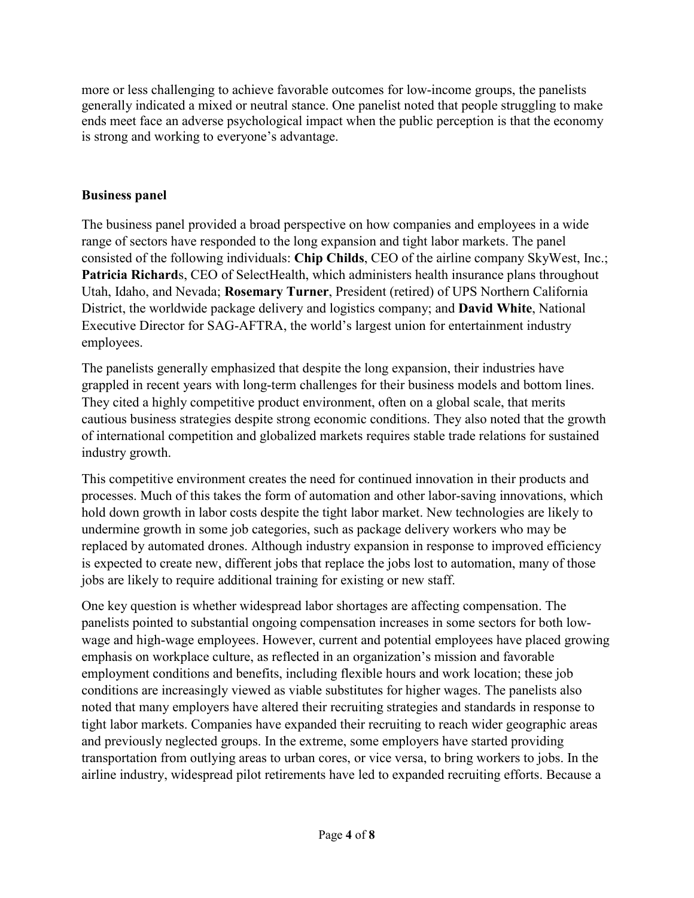more or less challenging to achieve favorable outcomes for low-income groups, the panelists generally indicated a mixed or neutral stance. One panelist noted that people struggling to make ends meet face an adverse psychological impact when the public perception is that the economy is strong and working to everyone's advantage.

## Business panel

The business panel provided a broad perspective on how companies and employees in a wide range of sectors have responded to the long expansion and tight labor markets. The panel consisted of the following individuals: **Chip Childs**, CEO of the airline company SkyWest, Inc.; **Patricia Richard**s, CEO of SelectHealth, which administers health insurance plans throughout Utah, Idaho, and Nevada; **Rosemary Turner**, President (retired) of UPS Northern California District, the worldwide package delivery and logistics company; and **David White**, National Executive Director for SAG-AFTRA, the world's largest union for entertainment industry employees.

The panelists generally emphasized that despite the long expansion, their industries have grappled in recent years with long-term challenges for their business models and bottom lines. They cited a highly competitive product environment, often on a global scale, that merits cautious business strategies despite strong economic conditions. They also noted that the growth of international competition and globalized markets requires stable trade relations for sustained industry growth.

This competitive environment creates the need for continued innovation in their products and processes. Much of this takes the form of automation and other labor-saving innovations, which hold down growth in labor costs despite the tight labor market. New technologies are likely to undermine growth in some job categories, such as package delivery workers who may be replaced by automated drones. Although industry expansion in response to improved efficiency is expected to create new, different jobs that replace the jobs lost to automation, many of those jobs are likely to require additional training for existing or new staff.

One key question is whether widespread labor shortages are affecting compensation. The panelists pointed to substantial ongoing compensation increases in some sectors for both low-wage and high-wage employees. However, current and potential employees have placed growing emphasis on workplace culture, as reflected in an organization's mission and favorable employment conditions and benefits, including flexible hours and work location; these job conditions are increasingly viewed as viable substitutes for higher wages. The panelists also noted that many employers have altered their recruiting strategies and standards in response to tight labor markets. Companies have expanded their recruiting to reach wider geographic areas and previously neglected groups. In the extreme, some employers have started providing transportation from outlying areas to urban cores, or vice versa, to bring workers to jobs. In the airline industry, widespread pilot retirements have led to expanded recruiting efforts. Because a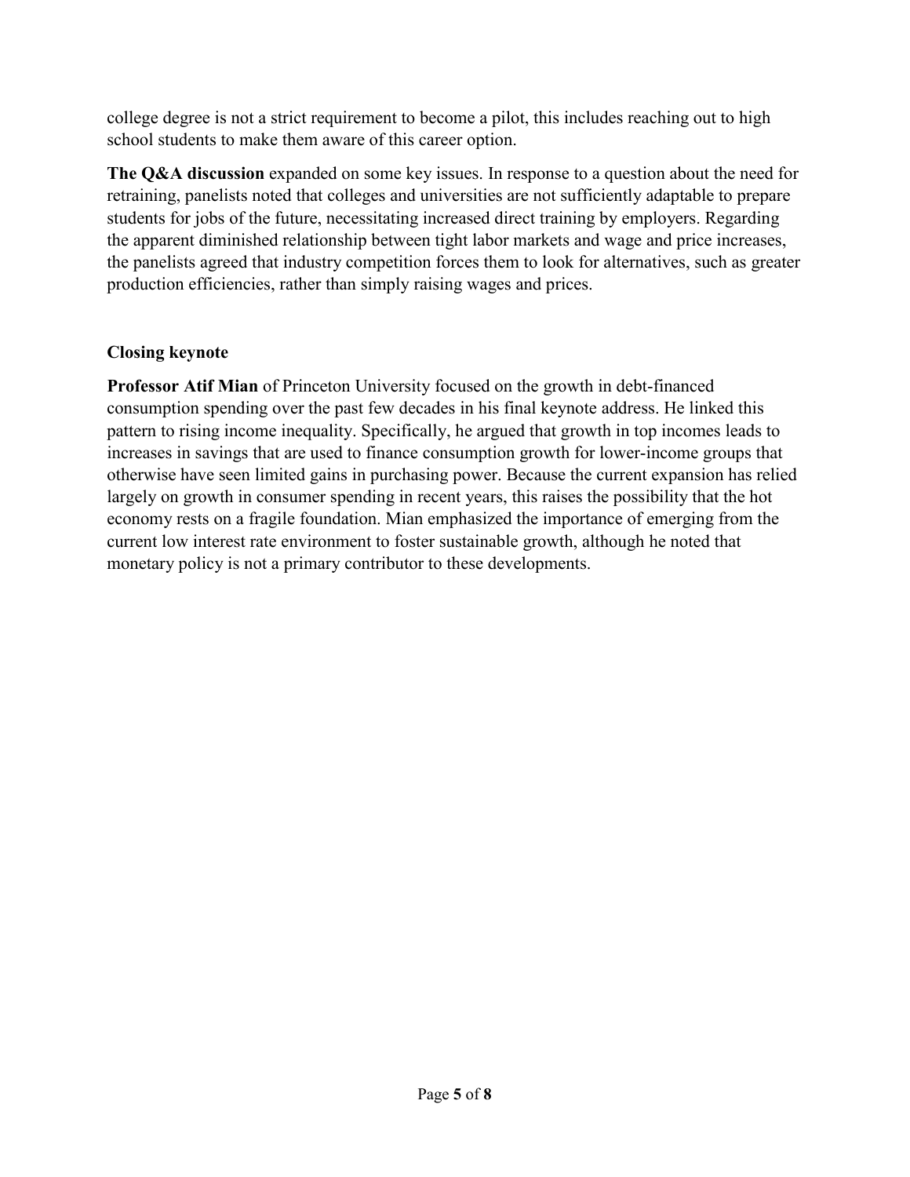college degree is not a strict requirement to become a pilot, this includes reaching out to high school students to make them aware of this career option.

**The Q&A discussion** expanded on some key issues. In response to a question about the need for retraining, panelists noted that colleges and universities are not sufficiently adaptable to prepare students for jobs of the future, necessitating increased direct training by employers. Regarding the apparent diminished relationship between tight labor markets and wage and price increases, the panelists agreed that industry competition forces them to look for alternatives, such as greater production efficiencies, rather than simply raising wages and prices.

### Closing keynote

**Professor Atif Mian** of Princeton University focused on the growth in debt-financed consumption spending over the past few decades in his final keynote address. He linked this pattern to rising income inequality. Specifically, he argued that growth in top incomes leads to increases in savings that are used to finance consumption growth for lower-income groups that otherwise have seen limited gains in purchasing power. Because the current expansion has relied largely on growth in consumer spending in recent years, this raises the possibility that the hot economy rests on a fragile foundation. Mian emphasized the importance of emerging from the current low interest rate environment to foster sustainable growth, although he noted that monetary policy is not a primary contributor to these developments.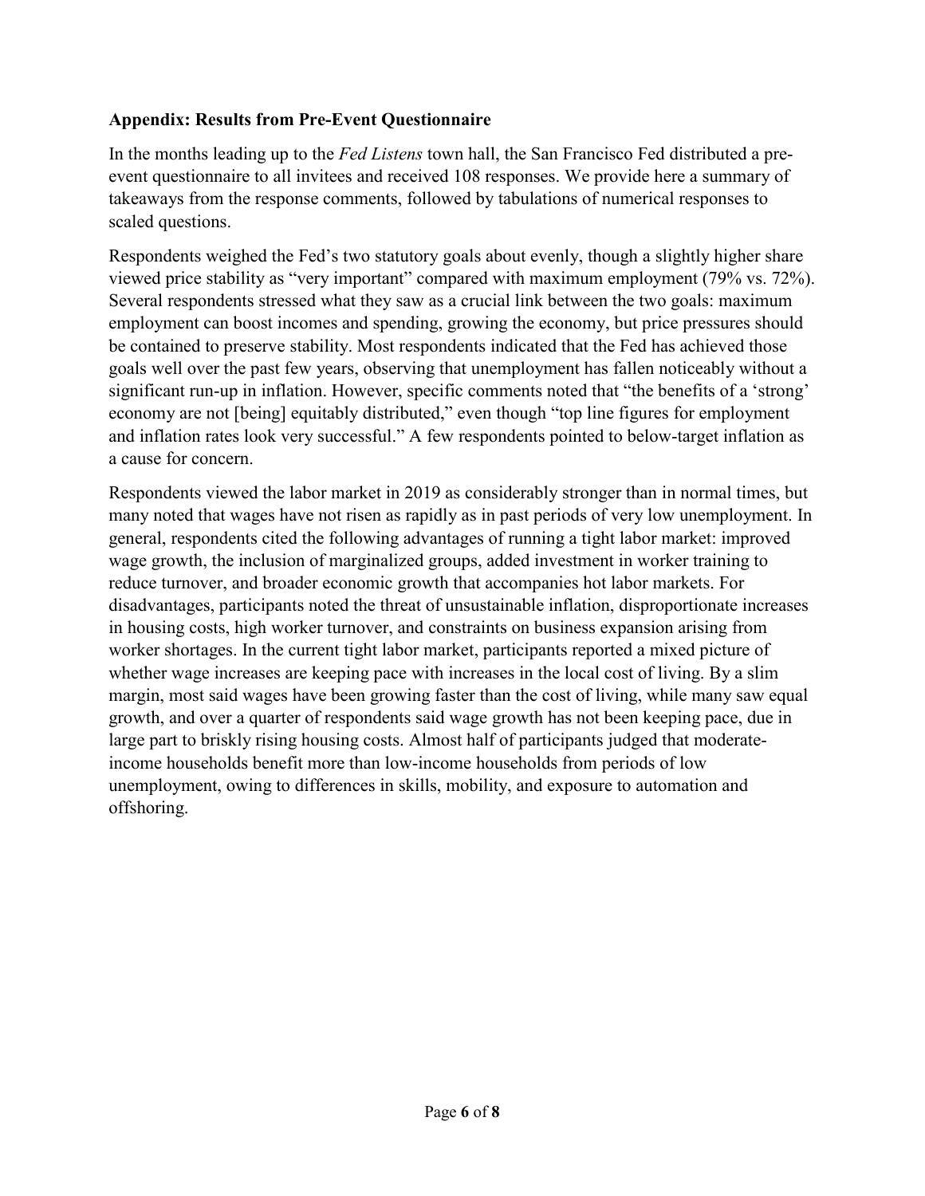## Appendix: Results from Pre-Event Questionnaire

In the months leading up to the *Fed Listens* town hall, the San Francisco Fed distributed a pre-event questionnaire to all invitees and received 108 responses. We provide here a summary of takeaways from the response comments, followed by tabulations of numerical responses to scaled questions.

Respondents weighed the Fed's two statutory goals about evenly, though a slightly higher share viewed price stability as "very important" compared with maximum employment (79% vs. 72%). Several respondents stressed what they saw as a crucial link between the two goals: maximum employment can boost incomes and spending, growing the economy, but price pressures should be contained to preserve stability. Most respondents indicated that the Fed has achieved those goals well over the past few years, observing that unemployment has fallen noticeably without a significant run-up in inflation. However, specific comments noted that "the benefits of a 'strong' economy are not [being] equitably distributed," even though "top line figures for employment and inflation rates look very successful." A few respondents pointed to below-target inflation as a cause for concern.

Respondents viewed the labor market in 2019 as considerably stronger than in normal times, but many noted that wages have not risen as rapidly as in past periods of very low unemployment. In general, respondents cited the following advantages of running a tight labor market: improved wage growth, the inclusion of marginalized groups, added investment in worker training to reduce turnover, and broader economic growth that accompanies hot labor markets. For disadvantages, participants noted the threat of unsustainable inflation, disproportionate increases in housing costs, high worker turnover, and constraints on business expansion arising from worker shortages. In the current tight labor market, participants reported a mixed picture of whether wage increases are keeping pace with increases in the local cost of living. By a slim margin, most said wages have been growing faster than the cost of living, while many saw equal growth, and over a quarter of respondents said wage growth has not been keeping pace, due in large part to briskly rising housing costs. Almost half of participants judged that moderate-income households benefit more than low-income households from periods of low unemployment, owing to differences in skills, mobility, and exposure to automation and offshoring.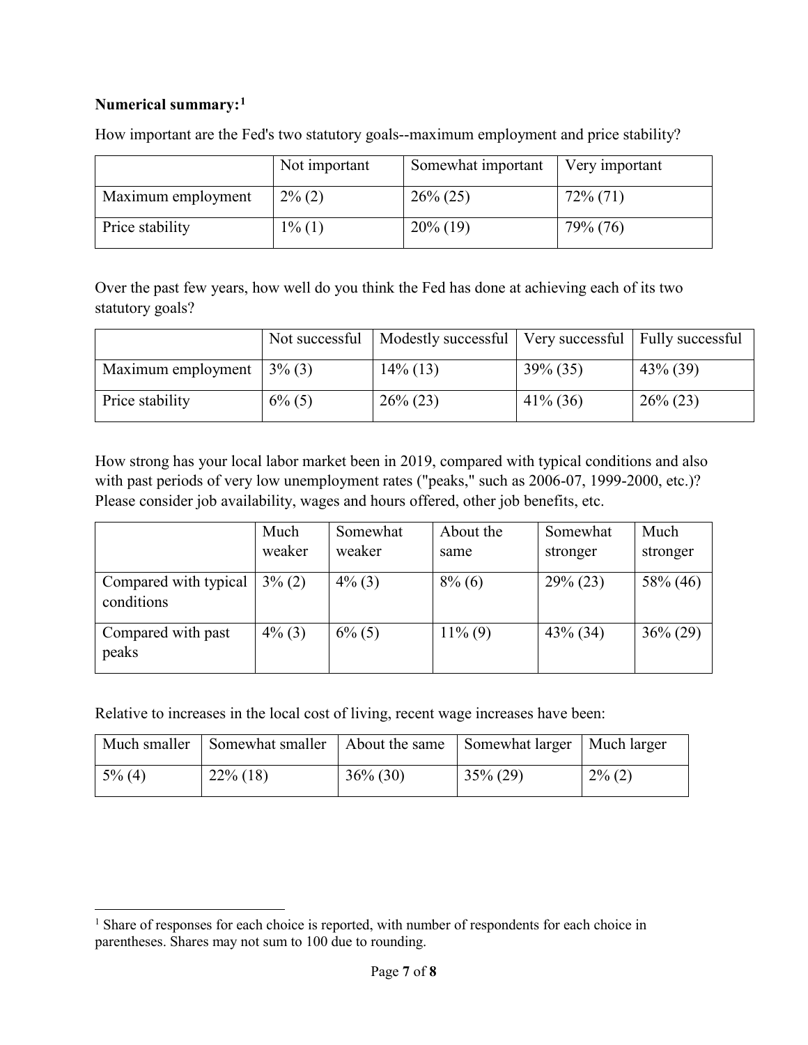**Numerical summary:**[1]

How important are the Fed's two statutory goals--maximum employment and price stability?

| | Not important | Somewhat important | Very important |
|---|---|---|---|
| Maximum employment | 2% (2) | 26% (25) | 72% (71) |
| Price stability | 1% (1) | 20% (19) | 79% (76) |

Over the past few years, how well do you think the Fed has done at achieving each of its two statutory goals?

| | Not successful | Modestly successful | Very successful | Fully successful |
|---|---|---|---|---|
| Maximum employment | 3% (3) | 14% (13) | 39% (35) | 43% (39) |
| Price stability | 6% (5) | 26% (23) | 41% (36) | 26% (23) |

How strong has your local labor market been in 2019, compared with typical conditions and also with past periods of very low unemployment rates ("peaks," such as 2006-07, 1999-2000, etc.)? Please consider job availability, wages and hours offered, other job benefits, etc.

| | Much weaker | Somewhat weaker | About the same | Somewhat stronger | Much stronger |
|---|---|---|---|---|---|
| Compared with typical conditions | 3% (2) | 4% (3) | 8% (6) | 29% (23) | 58% (46) |
| Compared with past peaks | 4% (3) | 6% (5) | 11% (9) | 43% (34) | 36% (29) |

Relative to increases in the local cost of living, recent wage increases have been:

| Much smaller | Somewhat smaller | About the same | Somewhat larger | Much larger |
|---|---|---|---|---|
| 5% (4) | 22% (18) | 36% (30) | 35% (29) | 2% (2) |

[1] Share of responses for each choice is reported, with number of respondents for each choice in parentheses. Shares may not sum to 100 due to rounding.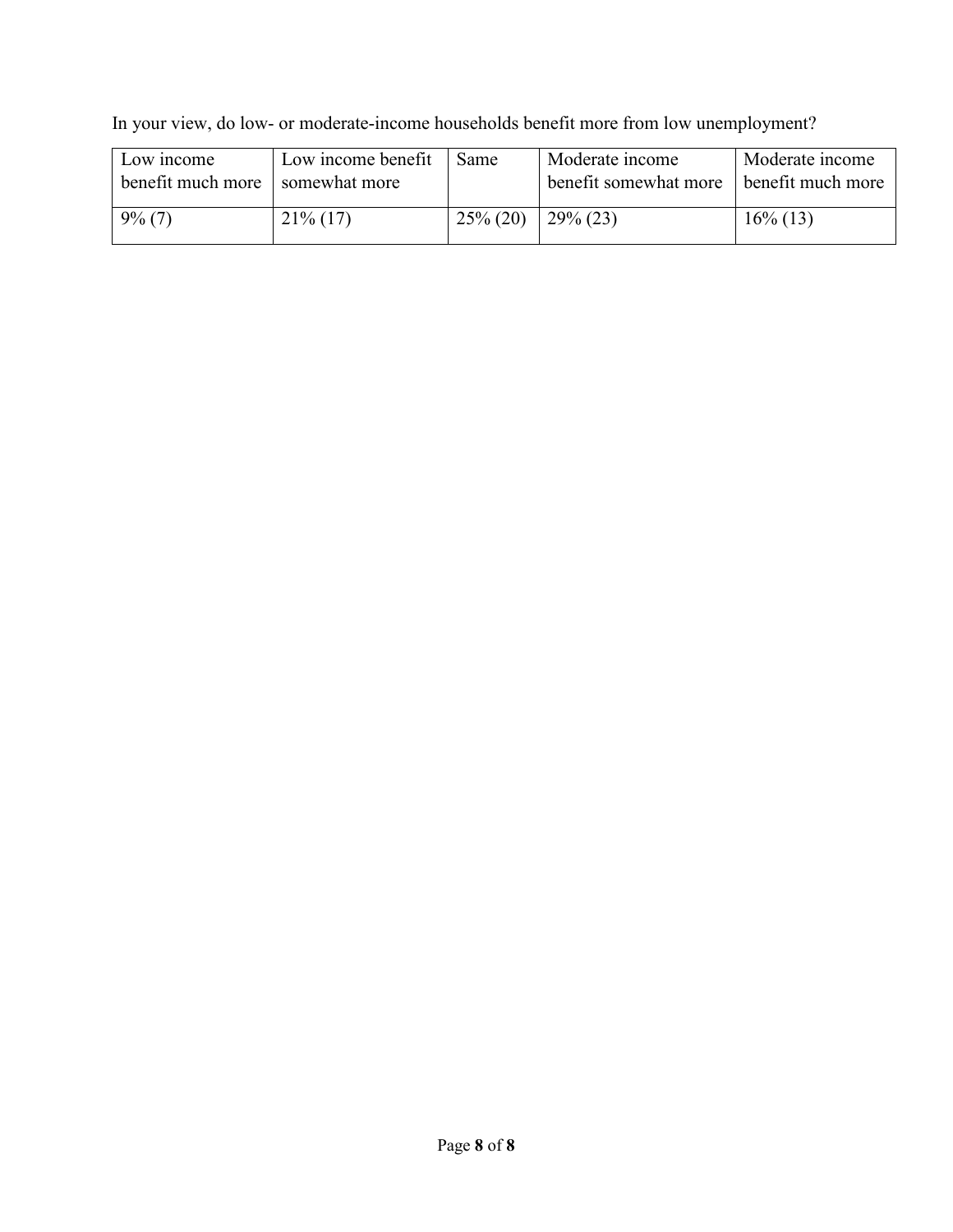In your view, do low- or moderate-income households benefit more from low unemployment?

| Low income benefit much more | Low income benefit somewhat more | Same | Moderate income benefit somewhat more | Moderate income benefit much more |
|---|---|---|---|---|
| 9% (7) | 21% (17) | 25% (20) | 29% (23) | 16% (13) |